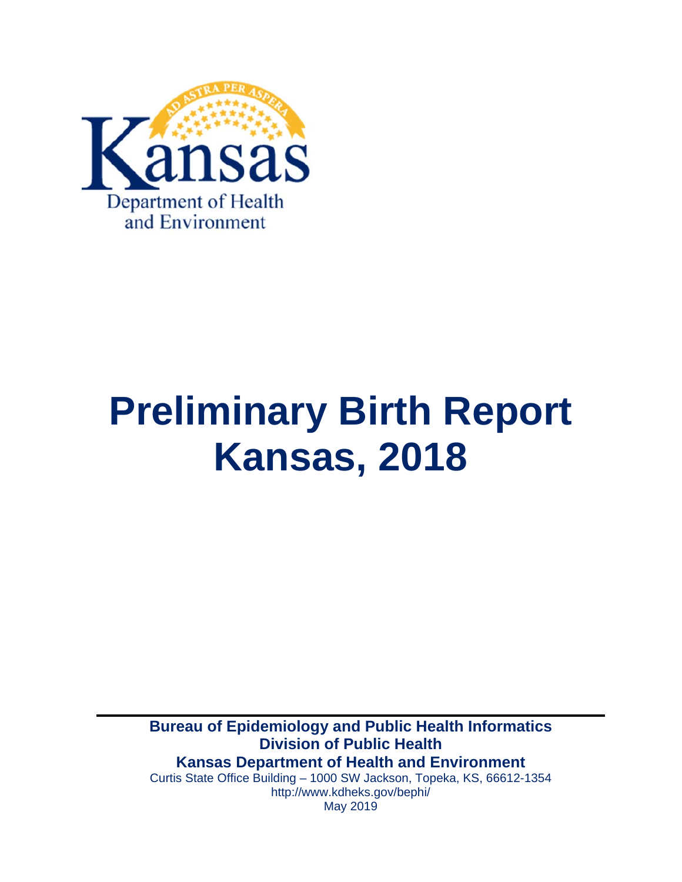# Preliminary Birth Report Kansas, 2018

**Bureau of Epidemiology and Public Health Informatics**
**Division of Public Health**
**Kansas Department of Health and Environment**
Curtis State Office Building – 1000 SW Jackson, Topeka, KS, 66612-1354
http://www.kdheks.gov/bephi/
May 2019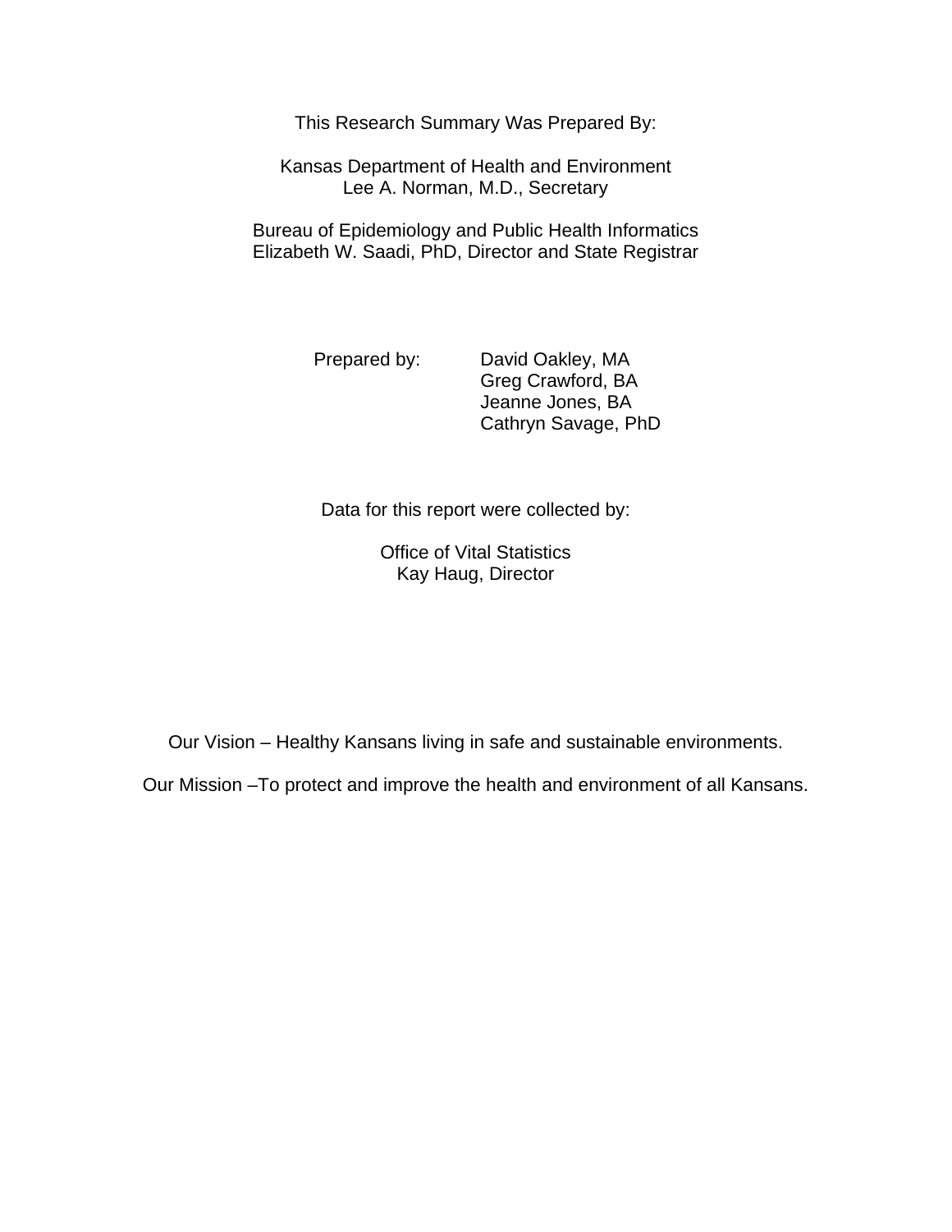This Research Summary Was Prepared By:

Kansas Department of Health and Environment
Lee A. Norman, M.D., Secretary

Bureau of Epidemiology and Public Health Informatics
Elizabeth W. Saadi, PhD, Director and State Registrar

Prepared by:
David Oakley, MA
Greg Crawford, BA
Jeanne Jones, BA
Cathryn Savage, PhD

Data for this report were collected by:

Office of Vital Statistics
Kay Haug, Director

Our Vision – Healthy Kansans living in safe and sustainable environments.

Our Mission –To protect and improve the health and environment of all Kansans.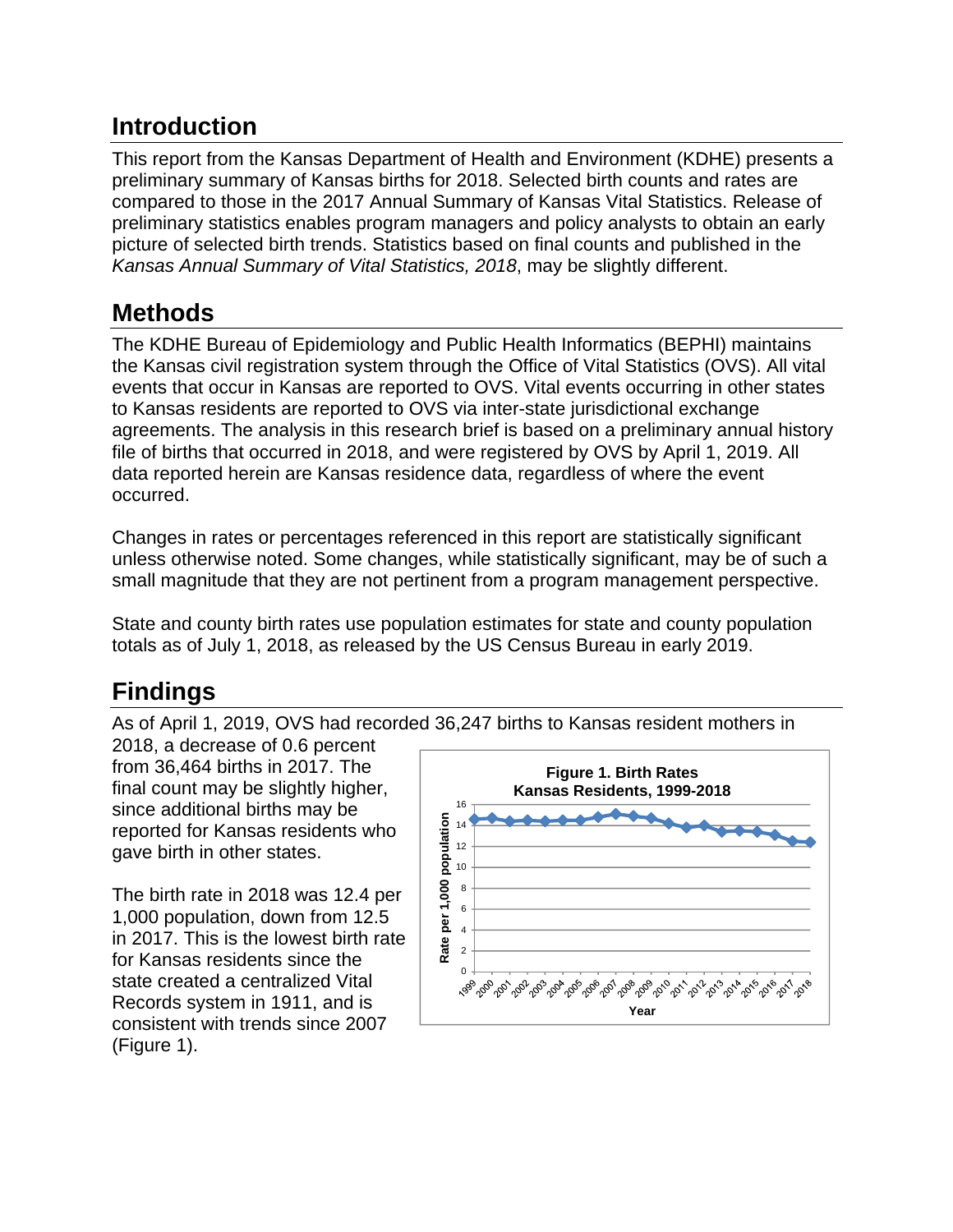## Introduction

This report from the Kansas Department of Health and Environment (KDHE) presents a preliminary summary of Kansas births for 2018. Selected birth counts and rates are compared to those in the 2017 Annual Summary of Kansas Vital Statistics. Release of preliminary statistics enables program managers and policy analysts to obtain an early picture of selected birth trends. Statistics based on final counts and published in the *Kansas Annual Summary of Vital Statistics, 2018*, may be slightly different.

## Methods

The KDHE Bureau of Epidemiology and Public Health Informatics (BEPHI) maintains the Kansas civil registration system through the Office of Vital Statistics (OVS). All vital events that occur in Kansas are reported to OVS. Vital events occurring in other states to Kansas residents are reported to OVS via inter-state jurisdictional exchange agreements. The analysis in this research brief is based on a preliminary annual history file of births that occurred in 2018, and were registered by OVS by April 1, 2019. All data reported herein are Kansas residence data, regardless of where the event occurred.

Changes in rates or percentages referenced in this report are statistically significant unless otherwise noted. Some changes, while statistically significant, may be of such a small magnitude that they are not pertinent from a program management perspective.

State and county birth rates use population estimates for state and county population totals as of July 1, 2018, as released by the US Census Bureau in early 2019.

## Findings

As of April 1, 2019, OVS had recorded 36,247 births to Kansas resident mothers in 2018, a decrease of 0.6 percent from 36,464 births in 2017. The final count may be slightly higher, since additional births may be reported for Kansas residents who gave birth in other states.

The birth rate in 2018 was 12.4 per 1,000 population, down from 12.5 in 2017. This is the lowest birth rate for Kansas residents since the state created a centralized Vital Records system in 1911, and is consistent with trends since 2007 (Figure 1).

**Figure 1. Birth Rates Kansas Residents, 1999-2018**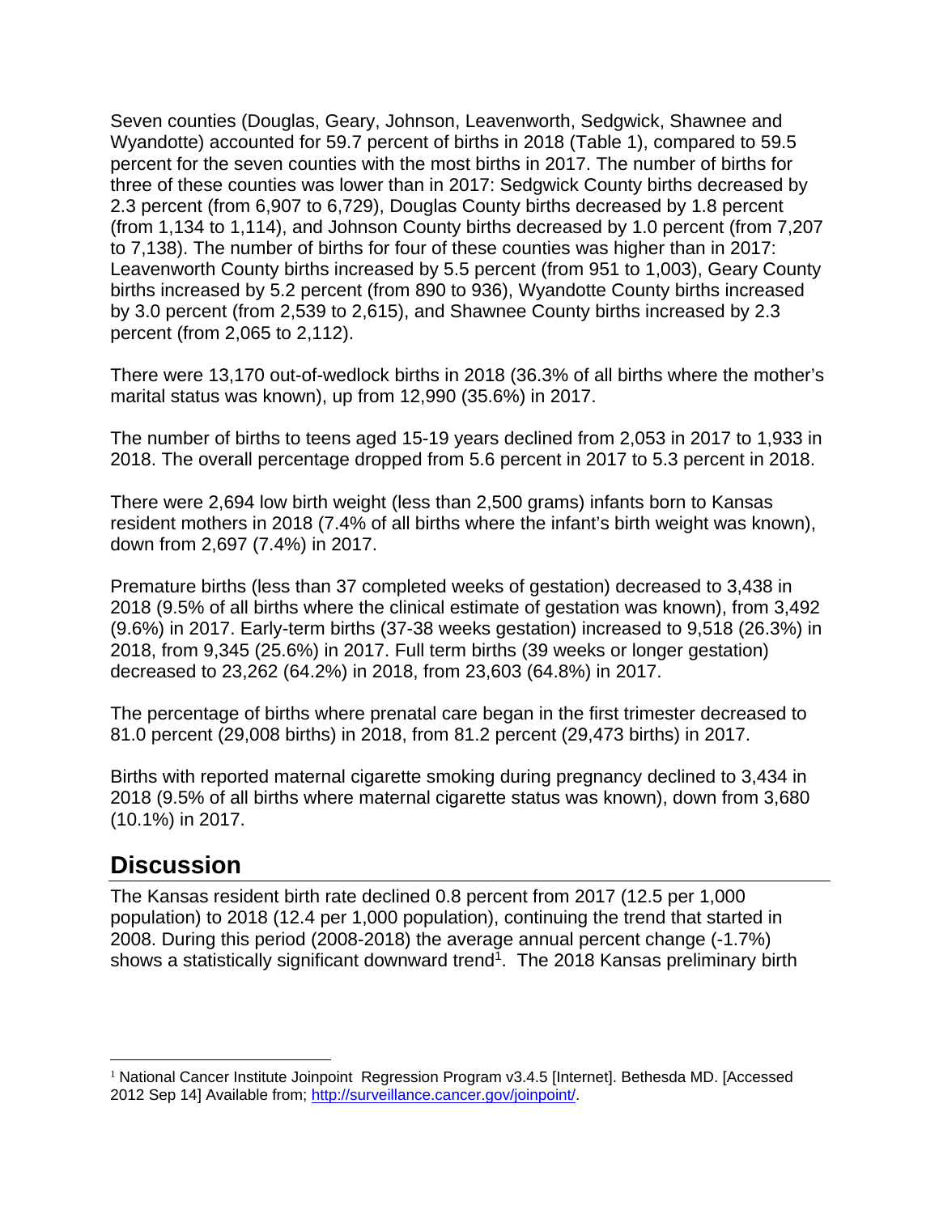Seven counties (Douglas, Geary, Johnson, Leavenworth, Sedgwick, Shawnee and Wyandotte) accounted for 59.7 percent of births in 2018 (Table 1), compared to 59.5 percent for the seven counties with the most births in 2017. The number of births for three of these counties was lower than in 2017: Sedgwick County births decreased by 2.3 percent (from 6,907 to 6,729), Douglas County births decreased by 1.8 percent (from 1,134 to 1,114), and Johnson County births decreased by 1.0 percent (from 7,207 to 7,138). The number of births for four of these counties was higher than in 2017: Leavenworth County births increased by 5.5 percent (from 951 to 1,003), Geary County births increased by 5.2 percent (from 890 to 936), Wyandotte County births increased by 3.0 percent (from 2,539 to 2,615), and Shawnee County births increased by 2.3 percent (from 2,065 to 2,112).

There were 13,170 out-of-wedlock births in 2018 (36.3% of all births where the mother's marital status was known), up from 12,990 (35.6%) in 2017.

The number of births to teens aged 15-19 years declined from 2,053 in 2017 to 1,933 in 2018. The overall percentage dropped from 5.6 percent in 2017 to 5.3 percent in 2018.

There were 2,694 low birth weight (less than 2,500 grams) infants born to Kansas resident mothers in 2018 (7.4% of all births where the infant's birth weight was known), down from 2,697 (7.4%) in 2017.

Premature births (less than 37 completed weeks of gestation) decreased to 3,438 in 2018 (9.5% of all births where the clinical estimate of gestation was known), from 3,492 (9.6%) in 2017. Early-term births (37-38 weeks gestation) increased to 9,518 (26.3%) in 2018, from 9,345 (25.6%) in 2017. Full term births (39 weeks or longer gestation) decreased to 23,262 (64.2%) in 2018, from 23,603 (64.8%) in 2017.

The percentage of births where prenatal care began in the first trimester decreased to 81.0 percent (29,008 births) in 2018, from 81.2 percent (29,473 births) in 2017.

Births with reported maternal cigarette smoking during pregnancy declined to 3,434 in 2018 (9.5% of all births where maternal cigarette status was known), down from 3,680 (10.1%) in 2017.

## Discussion

The Kansas resident birth rate declined 0.8 percent from 2017 (12.5 per 1,000 population) to 2018 (12.4 per 1,000 population), continuing the trend that started in 2008. During this period (2008-2018) the average annual percent change (-1.7%) shows a statistically significant downward trend[1]. The 2018 Kansas preliminary birth

[1] National Cancer Institute Joinpoint Regression Program v3.4.5 [Internet]. Bethesda MD. [Accessed 2012 Sep 14] Available from; http://surveillance.cancer.gov/joinpoint/.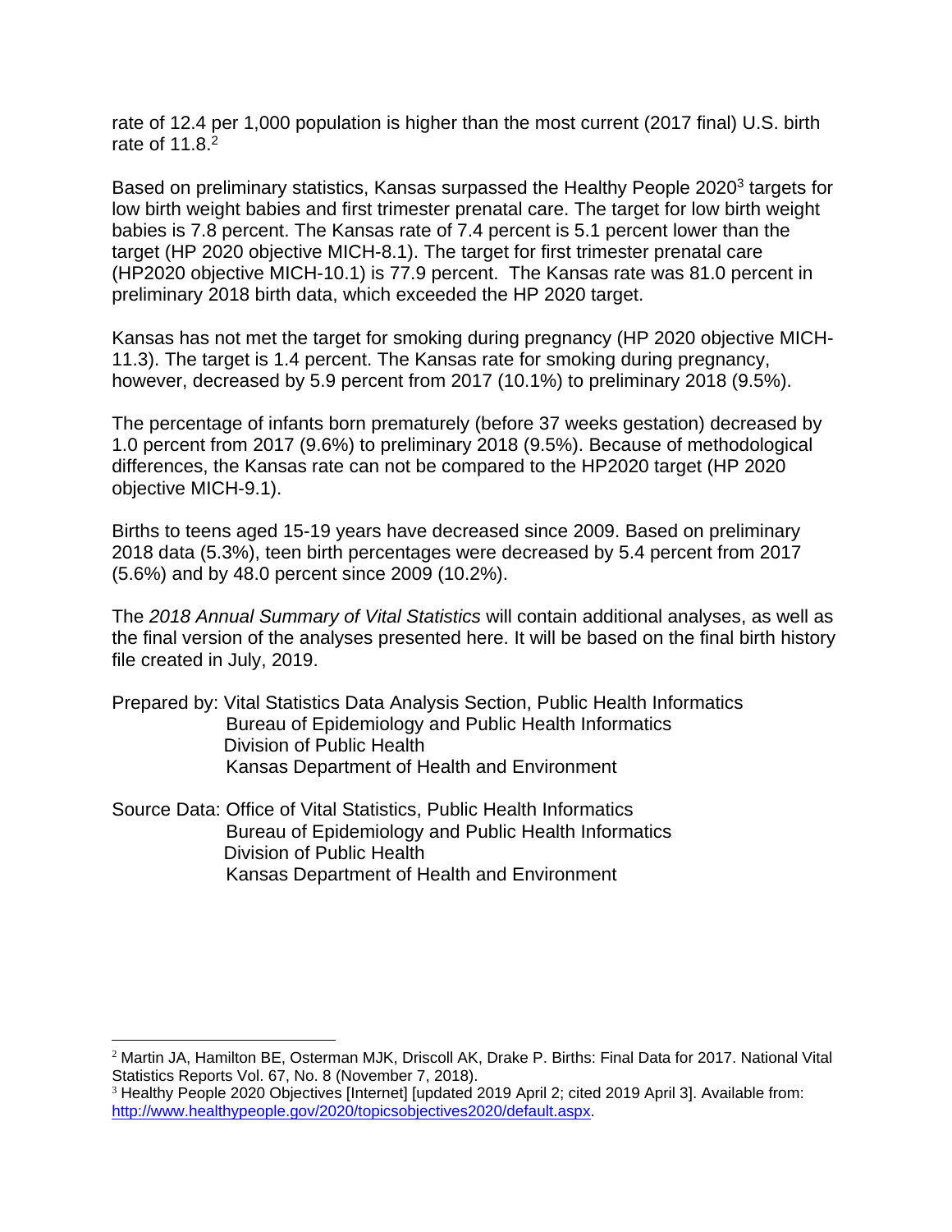rate of 12.4 per 1,000 population is higher than the most current (2017 final) U.S. birth rate of 11.8.[2]

Based on preliminary statistics, Kansas surpassed the Healthy People 2020[3] targets for low birth weight babies and first trimester prenatal care. The target for low birth weight babies is 7.8 percent. The Kansas rate of 7.4 percent is 5.1 percent lower than the target (HP 2020 objective MICH-8.1). The target for first trimester prenatal care (HP2020 objective MICH-10.1) is 77.9 percent. The Kansas rate was 81.0 percent in preliminary 2018 birth data, which exceeded the HP 2020 target.

Kansas has not met the target for smoking during pregnancy (HP 2020 objective MICH-11.3). The target is 1.4 percent. The Kansas rate for smoking during pregnancy, however, decreased by 5.9 percent from 2017 (10.1%) to preliminary 2018 (9.5%).

The percentage of infants born prematurely (before 37 weeks gestation) decreased by 1.0 percent from 2017 (9.6%) to preliminary 2018 (9.5%). Because of methodological differences, the Kansas rate can not be compared to the HP2020 target (HP 2020 objective MICH-9.1).

Births to teens aged 15-19 years have decreased since 2009. Based on preliminary 2018 data (5.3%), teen birth percentages were decreased by 5.4 percent from 2017 (5.6%) and by 48.0 percent since 2009 (10.2%).

The *2018 Annual Summary of Vital Statistics* will contain additional analyses, as well as the final version of the analyses presented here. It will be based on the final birth history file created in July, 2019.

Prepared by: Vital Statistics Data Analysis Section, Public Health Informatics
Bureau of Epidemiology and Public Health Informatics
Division of Public Health
Kansas Department of Health and Environment

Source Data: Office of Vital Statistics, Public Health Informatics
Bureau of Epidemiology and Public Health Informatics
Division of Public Health
Kansas Department of Health and Environment

---

[2] Martin JA, Hamilton BE, Osterman MJK, Driscoll AK, Drake P. Births: Final Data for 2017. National Vital Statistics Reports Vol. 67, No. 8 (November 7, 2018).

[3] Healthy People 2020 Objectives [Internet] [updated 2019 April 2; cited 2019 April 3]. Available from: [http://www.healthypeople.gov/2020/topicsobjectives2020/default.aspx](http://www.healthypeople.gov/2020/topicsobjectives2020/default.aspx).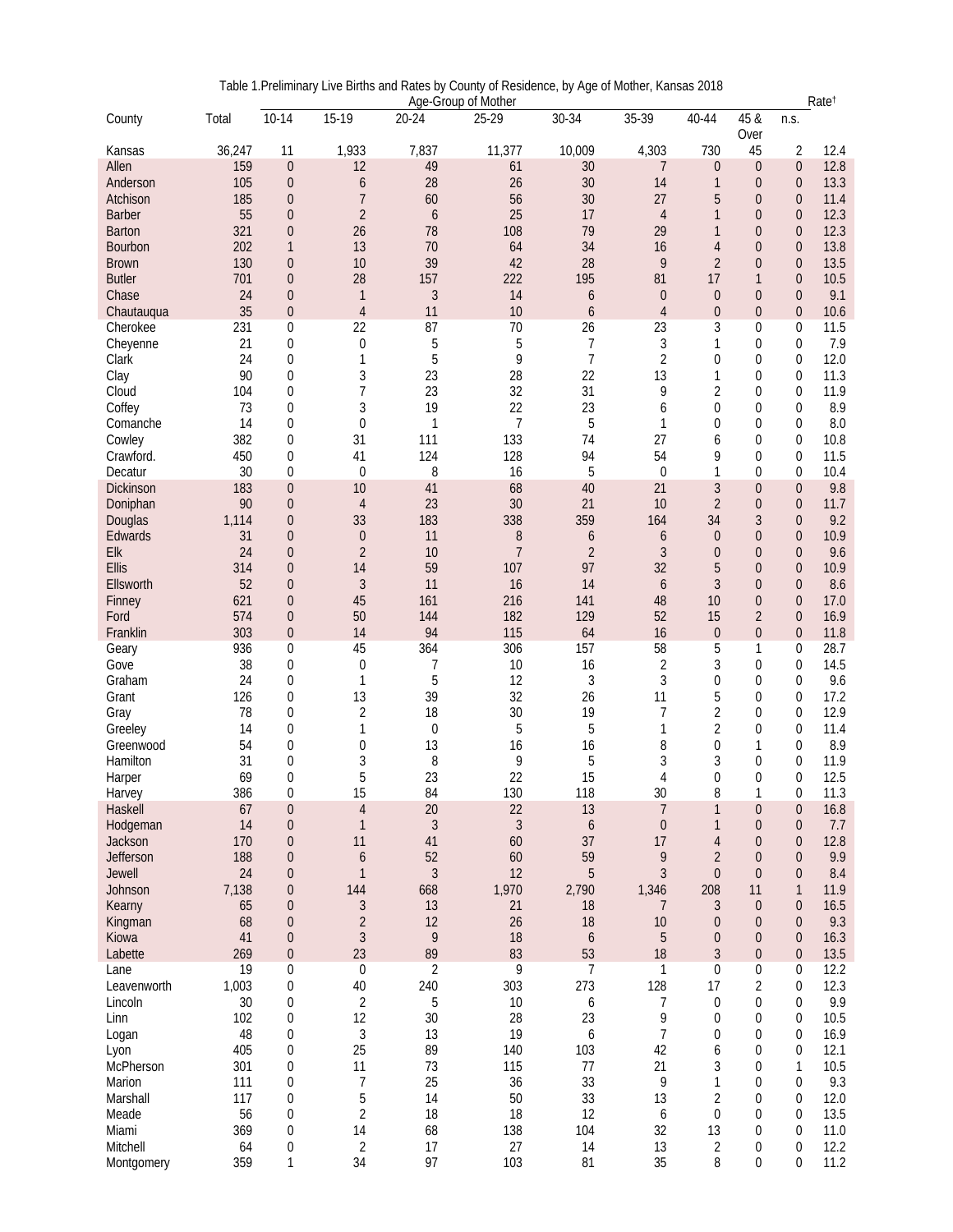Table 1.Preliminary Live Births and Rates by County of Residence, by Age of Mother, Kansas 2018

| County | Total | Age-Group of Mother | | | | | | | | | Rate† |
|---|---|---|---|---|---|---|---|---|---|---|---|
| | | 10-14 | 15-19 | 20-24 | 25-29 | 30-34 | 35-39 | 40-44 | 45 & Over | n.s. | |
| Kansas | 36,247 | 11 | 1,933 | 7,837 | 11,377 | 10,009 | 4,303 | 730 | 45 | 2 | 12.4 |
| Allen | 159 | 0 | 12 | 49 | 61 | 30 | 7 | 0 | 0 | 0 | 12.8 |
| Anderson | 105 | 0 | 6 | 28 | 26 | 30 | 14 | 1 | 0 | 0 | 13.3 |
| Atchison | 185 | 0 | 7 | 60 | 56 | 30 | 27 | 5 | 0 | 0 | 11.4 |
| Barber | 55 | 0 | 2 | 6 | 25 | 17 | 4 | 1 | 0 | 0 | 12.3 |
| Barton | 321 | 0 | 26 | 78 | 108 | 79 | 29 | 1 | 0 | 0 | 12.3 |
| Bourbon | 202 | 1 | 13 | 70 | 64 | 34 | 16 | 4 | 0 | 0 | 13.8 |
| Brown | 130 | 0 | 10 | 39 | 42 | 28 | 9 | 2 | 0 | 0 | 13.5 |
| Butler | 701 | 0 | 28 | 157 | 222 | 195 | 81 | 17 | 1 | 0 | 10.5 |
| Chase | 24 | 0 | 1 | 3 | 14 | 6 | 0 | 0 | 0 | 0 | 9.1 |
| Chautauqua | 35 | 0 | 4 | 11 | 10 | 6 | 4 | 0 | 0 | 0 | 10.6 |
| Cherokee | 231 | 0 | 22 | 87 | 70 | 26 | 23 | 3 | 0 | 0 | 11.5 |
| Cheyenne | 21 | 0 | 0 | 5 | 5 | 7 | 3 | 1 | 0 | 0 | 7.9 |
| Clark | 24 | 0 | 1 | 5 | 9 | 7 | 2 | 0 | 0 | 0 | 12.0 |
| Clay | 90 | 0 | 3 | 23 | 28 | 22 | 13 | 1 | 0 | 0 | 11.3 |
| Cloud | 104 | 0 | 7 | 23 | 32 | 31 | 9 | 2 | 0 | 0 | 11.9 |
| Coffey | 73 | 0 | 3 | 19 | 22 | 23 | 6 | 0 | 0 | 0 | 8.9 |
| Comanche | 14 | 0 | 0 | 1 | 7 | 5 | 1 | 0 | 0 | 0 | 8.0 |
| Cowley | 382 | 0 | 31 | 111 | 133 | 74 | 27 | 6 | 0 | 0 | 10.8 |
| Crawford. | 450 | 0 | 41 | 124 | 128 | 94 | 54 | 9 | 0 | 0 | 11.5 |
| Decatur | 30 | 0 | 0 | 8 | 16 | 5 | 0 | 1 | 0 | 0 | 10.4 |
| Dickinson | 183 | 0 | 10 | 41 | 68 | 40 | 21 | 3 | 0 | 0 | 9.8 |
| Doniphan | 90 | 0 | 4 | 23 | 30 | 21 | 10 | 2 | 0 | 0 | 11.7 |
| Douglas | 1,114 | 0 | 33 | 183 | 338 | 359 | 164 | 34 | 3 | 0 | 9.2 |
| Edwards | 31 | 0 | 0 | 11 | 8 | 6 | 6 | 0 | 0 | 0 | 10.9 |
| Elk | 24 | 0 | 2 | 10 | 7 | 2 | 3 | 0 | 0 | 0 | 9.6 |
| Ellis | 314 | 0 | 14 | 59 | 107 | 97 | 32 | 5 | 0 | 0 | 10.9 |
| Ellsworth | 52 | 0 | 3 | 11 | 16 | 14 | 6 | 3 | 0 | 0 | 8.6 |
| Finney | 621 | 0 | 45 | 161 | 216 | 141 | 48 | 10 | 0 | 0 | 17.0 |
| Ford | 574 | 0 | 50 | 144 | 182 | 129 | 52 | 15 | 2 | 0 | 16.9 |
| Franklin | 303 | 0 | 14 | 94 | 115 | 64 | 16 | 0 | 0 | 0 | 11.8 |
| Geary | 936 | 0 | 45 | 364 | 306 | 157 | 58 | 5 | 1 | 0 | 28.7 |
| Gove | 38 | 0 | 0 | 7 | 10 | 16 | 2 | 3 | 0 | 0 | 14.5 |
| Graham | 24 | 0 | 1 | 5 | 12 | 3 | 3 | 0 | 0 | 0 | 9.6 |
| Grant | 126 | 0 | 13 | 39 | 32 | 26 | 11 | 5 | 0 | 0 | 17.2 |
| Gray | 78 | 0 | 2 | 18 | 30 | 19 | 7 | 2 | 0 | 0 | 12.9 |
| Greeley | 14 | 0 | 1 | 0 | 5 | 5 | 1 | 2 | 0 | 0 | 11.4 |
| Greenwood | 54 | 0 | 0 | 13 | 16 | 16 | 8 | 0 | 1 | 0 | 8.9 |
| Hamilton | 31 | 0 | 3 | 8 | 9 | 5 | 3 | 3 | 0 | 0 | 11.9 |
| Harper | 69 | 0 | 5 | 23 | 22 | 15 | 4 | 0 | 0 | 0 | 12.5 |
| Harvey | 386 | 0 | 15 | 84 | 130 | 118 | 30 | 8 | 1 | 0 | 11.3 |
| Haskell | 67 | 0 | 4 | 20 | 22 | 13 | 7 | 1 | 0 | 0 | 16.8 |
| Hodgeman | 14 | 0 | 1 | 3 | 3 | 6 | 0 | 1 | 0 | 0 | 7.7 |
| Jackson | 170 | 0 | 11 | 41 | 60 | 37 | 17 | 4 | 0 | 0 | 12.8 |
| Jefferson | 188 | 0 | 6 | 52 | 60 | 59 | 9 | 2 | 0 | 0 | 9.9 |
| Jewell | 24 | 0 | 1 | 3 | 12 | 5 | 3 | 0 | 0 | 0 | 8.4 |
| Johnson | 7,138 | 0 | 144 | 668 | 1,970 | 2,790 | 1,346 | 208 | 11 | 1 | 11.9 |
| Kearny | 65 | 0 | 3 | 13 | 21 | 18 | 7 | 3 | 0 | 0 | 16.5 |
| Kingman | 68 | 0 | 2 | 12 | 26 | 18 | 10 | 0 | 0 | 0 | 9.3 |
| Kiowa | 41 | 0 | 3 | 9 | 18 | 6 | 5 | 0 | 0 | 0 | 16.3 |
| Labette | 269 | 0 | 23 | 89 | 83 | 53 | 18 | 3 | 0 | 0 | 13.5 |
| Lane | 19 | 0 | 0 | 2 | 9 | 7 | 1 | 0 | 0 | 0 | 12.2 |
| Leavenworth | 1,003 | 0 | 40 | 240 | 303 | 273 | 128 | 17 | 2 | 0 | 12.3 |
| Lincoln | 30 | 0 | 2 | 5 | 10 | 6 | 7 | 0 | 0 | 0 | 9.9 |
| Linn | 102 | 0 | 12 | 30 | 28 | 23 | 9 | 0 | 0 | 0 | 10.5 |
| Logan | 48 | 0 | 3 | 13 | 19 | 6 | 7 | 0 | 0 | 0 | 16.9 |
| Lyon | 405 | 0 | 25 | 89 | 140 | 103 | 42 | 6 | 0 | 0 | 12.1 |
| McPherson | 301 | 0 | 11 | 73 | 115 | 77 | 21 | 3 | 0 | 1 | 10.5 |
| Marion | 111 | 0 | 7 | 25 | 36 | 33 | 9 | 1 | 0 | 0 | 9.3 |
| Marshall | 117 | 0 | 5 | 14 | 50 | 33 | 13 | 2 | 0 | 0 | 12.0 |
| Meade | 56 | 0 | 2 | 18 | 18 | 12 | 6 | 0 | 0 | 0 | 13.5 |
| Miami | 369 | 0 | 14 | 68 | 138 | 104 | 32 | 13 | 0 | 0 | 11.0 |
| Mitchell | 64 | 0 | 2 | 17 | 27 | 14 | 13 | 2 | 0 | 0 | 12.2 |
| Montgomery | 359 | 1 | 34 | 97 | 103 | 81 | 35 | 8 | 0 | 0 | 11.2 |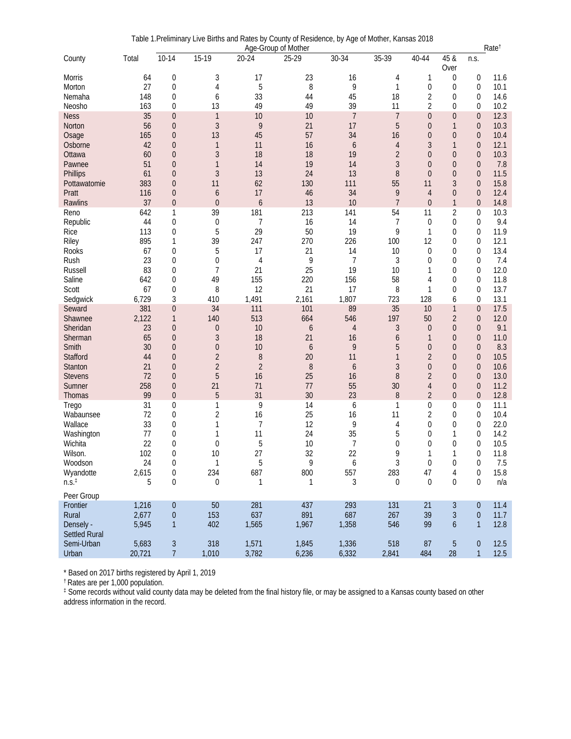Table 1.Preliminary Live Births and Rates by County of Residence, by Age of Mother, Kansas 2018

| County | Total | Age-Group of Mother | | | | | | | | | Rate[†] |
|---|---|---|---|---|---|---|---|---|---|---|---|
| | | 10-14 | 15-19 | 20-24 | 25-29 | 30-34 | 35-39 | 40-44 | 45 & Over | n.s. | |
| Morris | 64 | 0 | 3 | 17 | 23 | 16 | 4 | 1 | 0 | 0 | 11.6 |
| Morton | 27 | 0 | 4 | 5 | 8 | 9 | 1 | 0 | 0 | 0 | 10.1 |
| Nemaha | 148 | 0 | 6 | 33 | 44 | 45 | 18 | 2 | 0 | 0 | 14.6 |
| Neosho | 163 | 0 | 13 | 49 | 49 | 39 | 11 | 2 | 0 | 0 | 10.2 |
| Ness | 35 | 0 | 1 | 10 | 10 | 7 | 7 | 0 | 0 | 0 | 12.3 |
| Norton | 56 | 0 | 3 | 9 | 21 | 17 | 5 | 0 | 1 | 0 | 10.3 |
| Osage | 165 | 0 | 13 | 45 | 57 | 34 | 16 | 0 | 0 | 0 | 10.4 |
| Osborne | 42 | 0 | 1 | 11 | 16 | 6 | 4 | 3 | 1 | 0 | 12.1 |
| Ottawa | 60 | 0 | 3 | 18 | 18 | 19 | 2 | 0 | 0 | 0 | 10.3 |
| Pawnee | 51 | 0 | 1 | 14 | 19 | 14 | 3 | 0 | 0 | 0 | 7.8 |
| Phillips | 61 | 0 | 3 | 13 | 24 | 13 | 8 | 0 | 0 | 0 | 11.5 |
| Pottawatomie | 383 | 0 | 11 | 62 | 130 | 111 | 55 | 11 | 3 | 0 | 15.8 |
| Pratt | 116 | 0 | 6 | 17 | 46 | 34 | 9 | 4 | 0 | 0 | 12.4 |
| Rawlins | 37 | 0 | 0 | 6 | 13 | 10 | 7 | 0 | 1 | 0 | 14.8 |
| Reno | 642 | 1 | 39 | 181 | 213 | 141 | 54 | 11 | 2 | 0 | 10.3 |
| Republic | 44 | 0 | 0 | 7 | 16 | 14 | 7 | 0 | 0 | 0 | 9.4 |
| Rice | 113 | 0 | 5 | 29 | 50 | 19 | 9 | 1 | 0 | 0 | 11.9 |
| Riley | 895 | 1 | 39 | 247 | 270 | 226 | 100 | 12 | 0 | 0 | 12.1 |
| Rooks | 67 | 0 | 5 | 17 | 21 | 14 | 10 | 0 | 0 | 0 | 13.4 |
| Rush | 23 | 0 | 0 | 4 | 9 | 7 | 3 | 0 | 0 | 0 | 7.4 |
| Russell | 83 | 0 | 7 | 21 | 25 | 19 | 10 | 1 | 0 | 0 | 12.0 |
| Saline | 642 | 0 | 49 | 155 | 220 | 156 | 58 | 4 | 0 | 0 | 11.8 |
| Scott | 67 | 0 | 8 | 12 | 21 | 17 | 8 | 1 | 0 | 0 | 13.7 |
| Sedgwick | 6,729 | 3 | 410 | 1,491 | 2,161 | 1,807 | 723 | 128 | 6 | 0 | 13.1 |
| Seward | 381 | 0 | 34 | 111 | 101 | 89 | 35 | 10 | 1 | 0 | 17.5 |
| Shawnee | 2,122 | 1 | 140 | 513 | 664 | 546 | 197 | 50 | 2 | 0 | 12.0 |
| Sheridan | 23 | 0 | 0 | 10 | 6 | 4 | 3 | 0 | 0 | 0 | 9.1 |
| Sherman | 65 | 0 | 3 | 18 | 21 | 16 | 6 | 1 | 0 | 0 | 11.0 |
| Smith | 30 | 0 | 0 | 10 | 6 | 9 | 5 | 0 | 0 | 0 | 8.3 |
| Stafford | 44 | 0 | 2 | 8 | 20 | 11 | 1 | 2 | 0 | 0 | 10.5 |
| Stanton | 21 | 0 | 2 | 2 | 8 | 6 | 3 | 0 | 0 | 0 | 10.6 |
| Stevens | 72 | 0 | 5 | 16 | 25 | 16 | 8 | 2 | 0 | 0 | 13.0 |
| Sumner | 258 | 0 | 21 | 71 | 77 | 55 | 30 | 4 | 0 | 0 | 11.2 |
| Thomas | 99 | 0 | 5 | 31 | 30 | 23 | 8 | 2 | 0 | 0 | 12.8 |
| Trego | 31 | 0 | 1 | 9 | 14 | 6 | 1 | 0 | 0 | 0 | 11.1 |
| Wabaunsee | 72 | 0 | 2 | 16 | 25 | 16 | 11 | 2 | 0 | 0 | 10.4 |
| Wallace | 33 | 0 | 1 | 7 | 12 | 9 | 4 | 0 | 0 | 0 | 22.0 |
| Washington | 77 | 0 | 1 | 11 | 24 | 35 | 5 | 0 | 1 | 0 | 14.2 |
| Wichita | 22 | 0 | 0 | 5 | 10 | 7 | 0 | 0 | 0 | 0 | 10.5 |
| Wilson. | 102 | 0 | 10 | 27 | 32 | 22 | 9 | 1 | 1 | 0 | 11.8 |
| Woodson | 24 | 0 | 1 | 5 | 9 | 6 | 3 | 0 | 0 | 0 | 7.5 |
| Wyandotte | 2,615 | 0 | 234 | 687 | 800 | 557 | 283 | 47 | 4 | 0 | 15.8 |
| n.s.[‡] | 5 | 0 | 0 | 1 | 1 | 3 | 0 | 0 | 0 | 0 | n/a |
| Peer Group | | | | | | | | | | | |
| Frontier | 1,216 | 0 | 50 | 281 | 437 | 293 | 131 | 21 | 3 | 0 | 11.4 |
| Rural | 2,677 | 0 | 153 | 637 | 891 | 687 | 267 | 39 | 3 | 0 | 11.7 |
| Densely - Settled Rural | 5,945 | 1 | 402 | 1,565 | 1,967 | 1,358 | 546 | 99 | 6 | 1 | 12.8 |
| Semi-Urban | 5,683 | 3 | 318 | 1,571 | 1,845 | 1,336 | 518 | 87 | 5 | 0 | 12.5 |
| Urban | 20,721 | 7 | 1,010 | 3,782 | 6,236 | 6,332 | 2,841 | 484 | 28 | 1 | 12.5 |

* Based on 2017 births registered by April 1, 2019

† Rates are per 1,000 population.

‡ Some records without valid county data may be deleted from the final history file, or may be assigned to a Kansas county based on other address information in the record.